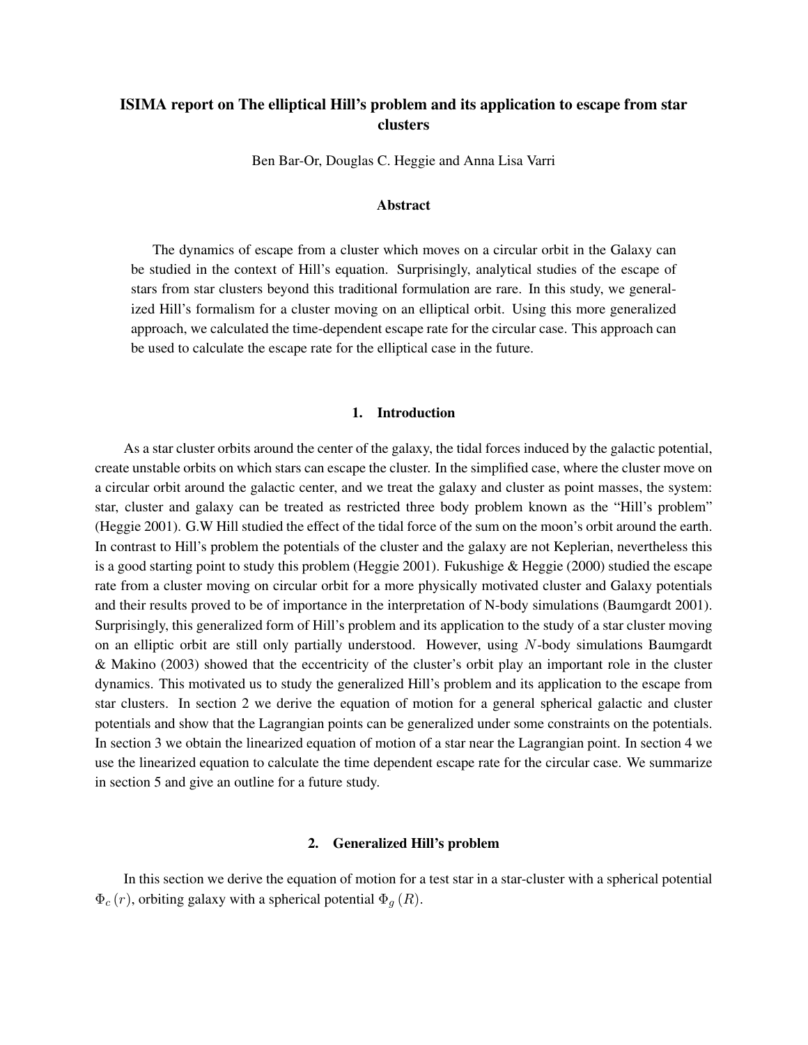# ISIMA report on The elliptical Hill's problem and its application to escape from star clusters

Ben Bar-Or, Douglas C. Heggie and Anna Lisa Varri

## Abstract

The dynamics of escape from a cluster which moves on a circular orbit in the Galaxy can be studied in the context of Hill's equation. Surprisingly, analytical studies of the escape of stars from star clusters beyond this traditional formulation are rare. In this study, we generalized Hill's formalism for a cluster moving on an elliptical orbit. Using this more generalized approach, we calculated the time-dependent escape rate for the circular case. This approach can be used to calculate the escape rate for the elliptical case in the future.

## 1. Introduction

As a star cluster orbits around the center of the galaxy, the tidal forces induced by the galactic potential, create unstable orbits on which stars can escape the cluster. In the simplified case, where the cluster move on a circular orbit around the galactic center, and we treat the galaxy and cluster as point masses, the system: star, cluster and galaxy can be treated as restricted three body problem known as the "Hill's problem" (Heggie 2001). G.W Hill studied the effect of the tidal force of the sum on the moon's orbit around the earth. In contrast to Hill's problem the potentials of the cluster and the galaxy are not Keplerian, nevertheless this is a good starting point to study this problem (Heggie 2001). Fukushige & Heggie (2000) studied the escape rate from a cluster moving on circular orbit for a more physically motivated cluster and Galaxy potentials and their results proved to be of importance in the interpretation of N-body simulations (Baumgardt 2001). Surprisingly, this generalized form of Hill's problem and its application to the study of a star cluster moving on an elliptic orbit are still only partially understood. However, using $N$-body simulations Baumgardt & Makino (2003) showed that the eccentricity of the cluster's orbit play an important role in the cluster dynamics. This motivated us to study the generalized Hill's problem and its application to the escape from star clusters. In section 2 we derive the equation of motion for a general spherical galactic and cluster potentials and show that the Lagrangian points can be generalized under some constraints on the potentials. In section 3 we obtain the linearized equation of motion of a star near the Lagrangian point. In section 4 we use the linearized equation to calculate the time dependent escape rate for the circular case. We summarize in section 5 and give an outline for a future study.

## 2. Generalized Hill's problem

In this section we derive the equation of motion for a test star in a star-cluster with a spherical potential $\Phi_c(r)$, orbiting galaxy with a spherical potential $\Phi_g(R)$.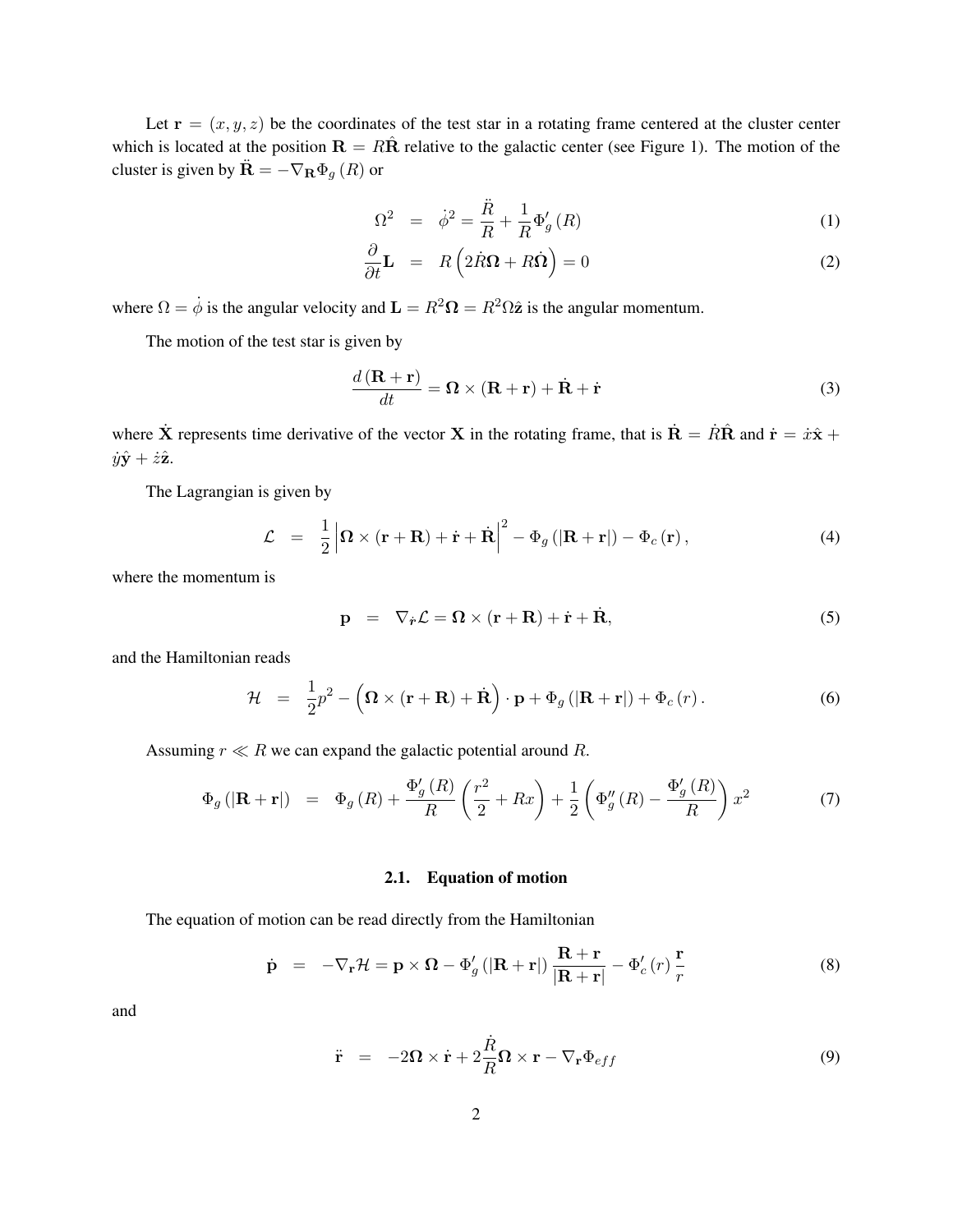Let $\mathbf{r} = (x, y, z)$ be the coordinates of the test star in a rotating frame centered at the cluster center which is located at the position $\mathbf{R} = R\hat{\mathbf{R}}$ relative to the galactic center (see Figure 1). The motion of the cluster is given by $\ddot{\mathbf{R}} = -\nabla_{\mathbf{R}}\Phi_g(R)$ or

$$\Omega^2 = \dot{\phi}^2 = \frac{\ddot{R}}{R} + \frac{1}{R}\Phi_g'(R) \tag{1}$$

$$\frac{\partial}{\partial t}\mathbf{L} = R\left(2\dot{R}\mathbf{\Omega} + R\dot{\mathbf{\Omega}}\right) = 0 \tag{2}$$

where $\Omega = \dot{\phi}$ is the angular velocity and $\mathbf{L} = R^2\mathbf{\Omega} = R^2\Omega\hat{\mathbf{z}}$ is the angular momentum.

The motion of the test star is given by

$$\frac{d(\mathbf{R} + \mathbf{r})}{dt} = \mathbf{\Omega} \times (\mathbf{R} + \mathbf{r}) + \dot{\mathbf{R}} + \dot{\mathbf{r}} \tag{3}$$

where $\dot{\mathbf{X}}$ represents time derivative of the vector $\mathbf{X}$ in the rotating frame, that is $\dot{\mathbf{R}} = \dot{R}\hat{\mathbf{R}}$ and $\dot{\mathbf{r}} = \dot{x}\hat{\mathbf{x}} + \dot{y}\hat{\mathbf{y}} + \dot{z}\hat{\mathbf{z}}$.

The Lagrangian is given by

$$\mathcal{L} = \frac{1}{2}\left|\mathbf{\Omega} \times (\mathbf{r} + \mathbf{R}) + \dot{\mathbf{r}} + \dot{\mathbf{R}}\right|^2 - \Phi_g(|\mathbf{R} + \mathbf{r}|) - \Phi_c(\mathbf{r}), \tag{4}$$

where the momentum is

$$\mathbf{p} = \nabla_{\dot{\mathbf{r}}}\mathcal{L} = \mathbf{\Omega} \times (\mathbf{r} + \mathbf{R}) + \dot{\mathbf{r}} + \dot{\mathbf{R}}, \tag{5}$$

and the Hamiltonian reads

$$\mathcal{H} = \frac{1}{2}p^2 - \left(\mathbf{\Omega} \times (\mathbf{r} + \mathbf{R}) + \dot{\mathbf{R}}\right) \cdot \mathbf{p} + \Phi_g(|\mathbf{R} + \mathbf{r}|) + \Phi_c(r). \tag{6}$$

Assuming $r \ll R$ we can expand the galactic potential around $R$.

$$\Phi_g(|\mathbf{R} + \mathbf{r}|) = \Phi_g(R) + \frac{\Phi_g'(R)}{R}\left(\frac{r^2}{2} + Rx\right) + \frac{1}{2}\left(\Phi_g''(R) - \frac{\Phi_g'(R)}{R}\right)x^2 \tag{7}$$

### 2.1. Equation of motion

The equation of motion can be read directly from the Hamiltonian

$$\dot{\mathbf{p}} = -\nabla_{\mathbf{r}}\mathcal{H} = \mathbf{p} \times \mathbf{\Omega} - \Phi_g'(|\mathbf{R} + \mathbf{r}|)\frac{\mathbf{R} + \mathbf{r}}{|\mathbf{R} + \mathbf{r}|} - \Phi_c'(r)\frac{\mathbf{r}}{r} \tag{8}$$

and

$$\ddot{\mathbf{r}} = -2\mathbf{\Omega} \times \dot{\mathbf{r}} + 2\frac{\dot{R}}{R}\mathbf{\Omega} \times \mathbf{r} - \nabla_{\mathbf{r}}\Phi_{eff} \tag{9}$$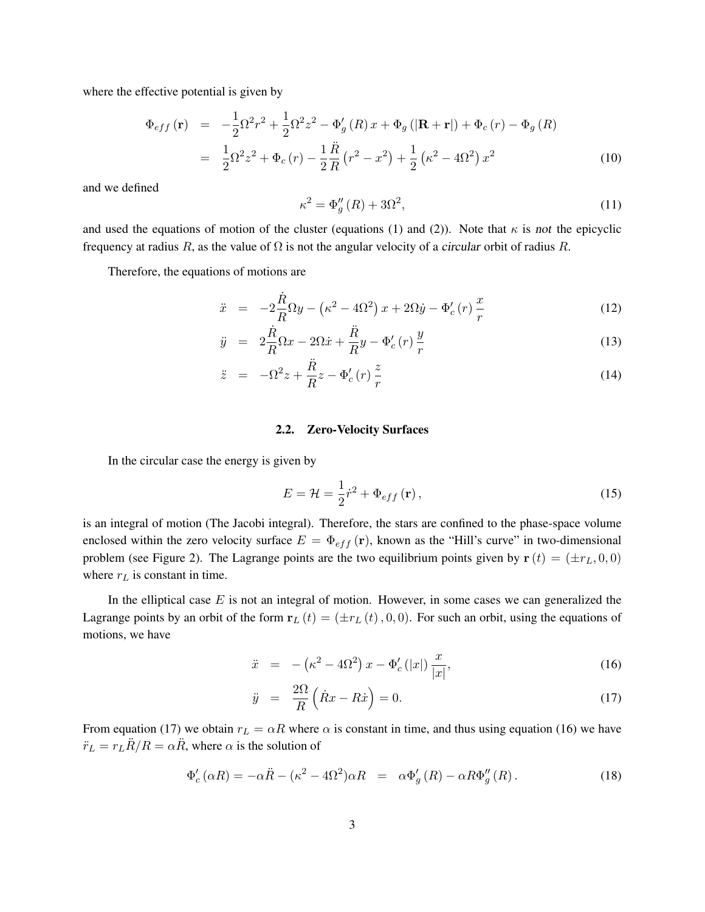where the effective potential is given by

$$
\begin{aligned}
\Phi_{eff}(\mathbf{r}) &= -\frac{1}{2}\Omega^2 r^2 + \frac{1}{2}\Omega^2 z^2 - \Phi_g'(R)\, x + \Phi_g(|\mathbf{R}+\mathbf{r}|) + \Phi_c(r) - \Phi_g(R) \\
&= \frac{1}{2}\Omega^2 z^2 + \Phi_c(r) - \frac{1}{2}\frac{\ddot{R}}{R}\left(r^2 - x^2\right) + \frac{1}{2}\left(\kappa^2 - 4\Omega^2\right) x^2 \qquad (10)
\end{aligned}
$$

and we defined

$$
\kappa^2 = \Phi_g''(R) + 3\Omega^2, \qquad (11)
$$

and used the equations of motion of the cluster (equations (1) and (2)). Note that $\kappa$ is *not* the epicyclic frequency at radius $R$, as the value of $\Omega$ is not the angular velocity of a *circular* orbit of radius $R$.

Therefore, the equations of motions are

$$
\begin{aligned}
\ddot{x} &= -2\frac{\dot{R}}{R}\Omega y - \left(\kappa^2 - 4\Omega^2\right) x + 2\Omega \dot{y} - \Phi_c'(r)\frac{x}{r} \qquad (12) \\
\ddot{y} &= 2\frac{\dot{R}}{R}\Omega x - 2\Omega \dot{x} + \frac{\ddot{R}}{R} y - \Phi_c'(r)\frac{y}{r} \qquad (13) \\
\ddot{z} &= -\Omega^2 z + \frac{\ddot{R}}{R} z - \Phi_c'(r)\frac{z}{r} \qquad (14)
\end{aligned}
$$

### 2.2. Zero-Velocity Surfaces

In the circular case the energy is given by

$$
E = \mathcal{H} = \frac{1}{2}\dot{r}^2 + \Phi_{eff}(\mathbf{r}), \qquad (15)
$$

is an integral of motion (The Jacobi integral). Therefore, the stars are confined to the phase-space volume enclosed within the zero velocity surface $E = \Phi_{eff}(\mathbf{r})$, known as the "Hill's curve" in two-dimensional problem (see Figure 2). The Lagrange points are the two equilibrium points given by $\mathbf{r}(t) = (\pm r_L, 0, 0)$ where $r_L$ is constant in time.

In the elliptical case $E$ is not an integral of motion. However, in some cases we can generalized the Lagrange points by an orbit of the form $\mathbf{r}_L(t) = (\pm r_L(t), 0, 0)$. For such an orbit, using the equations of motions, we have

$$
\begin{aligned}
\ddot{x} &= -\left(\kappa^2 - 4\Omega^2\right) x - \Phi_c'(|x|)\frac{x}{|x|}, \qquad (16) \\
\ddot{y} &= \frac{2\Omega}{R}\left(\dot{R}x - R\dot{x}\right) = 0. \qquad (17)
\end{aligned}
$$

From equation (17) we obtain $r_L = \alpha R$ where $\alpha$ is constant in time, and thus using equation (16) we have $\ddot{r}_L = r_L \ddot{R}/R = \alpha \ddot{R}$, where $\alpha$ is the solution of

$$
\Phi_c'(\alpha R) = -\alpha \ddot{R} - (\kappa^2 - 4\Omega^2)\alpha R \;=\; \alpha \Phi_g'(R) - \alpha R \Phi_g''(R). \qquad (18)
$$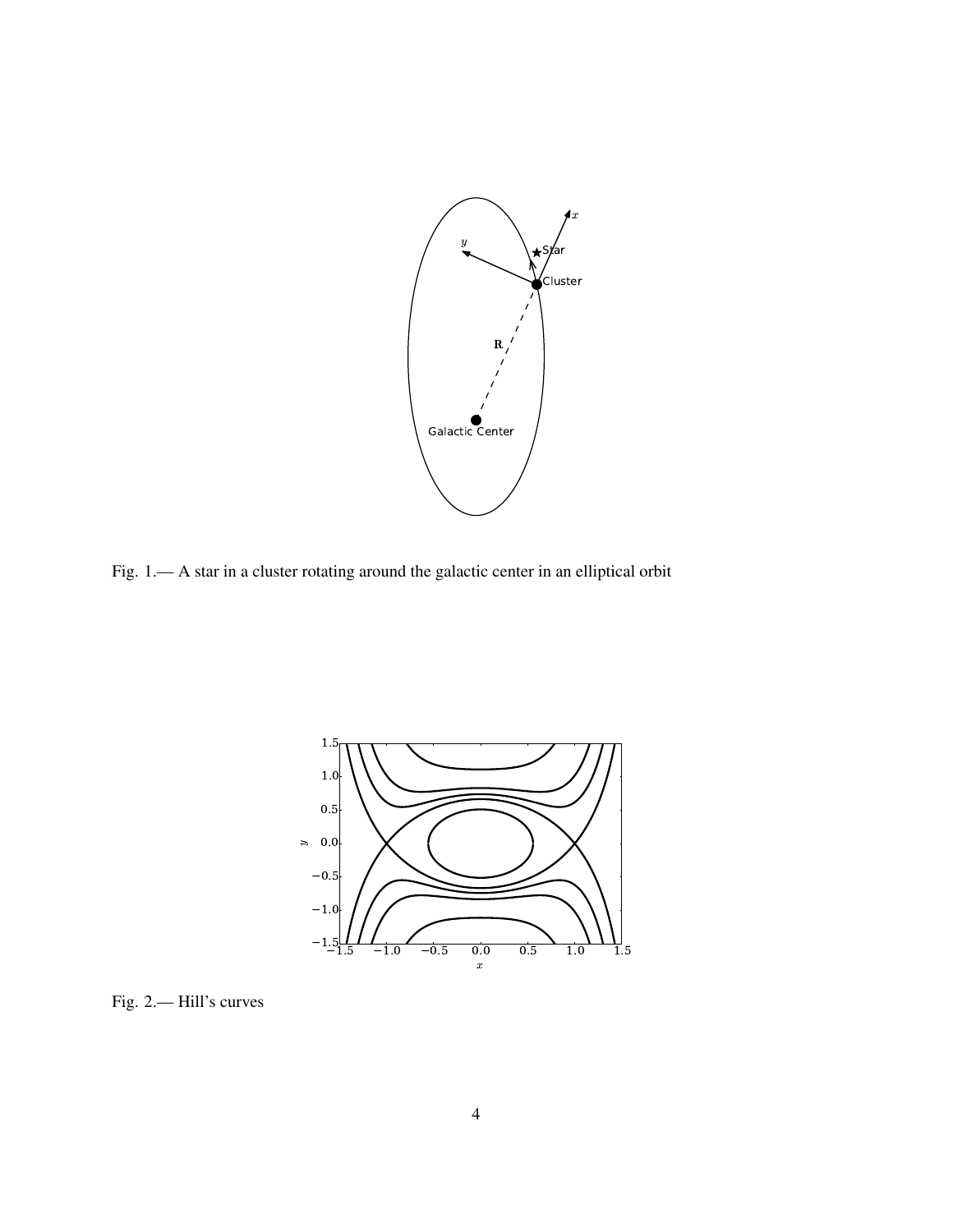Fig. 1.— A star in a cluster rotating around the galactic center in an elliptical orbit

Fig. 2.— Hill's curves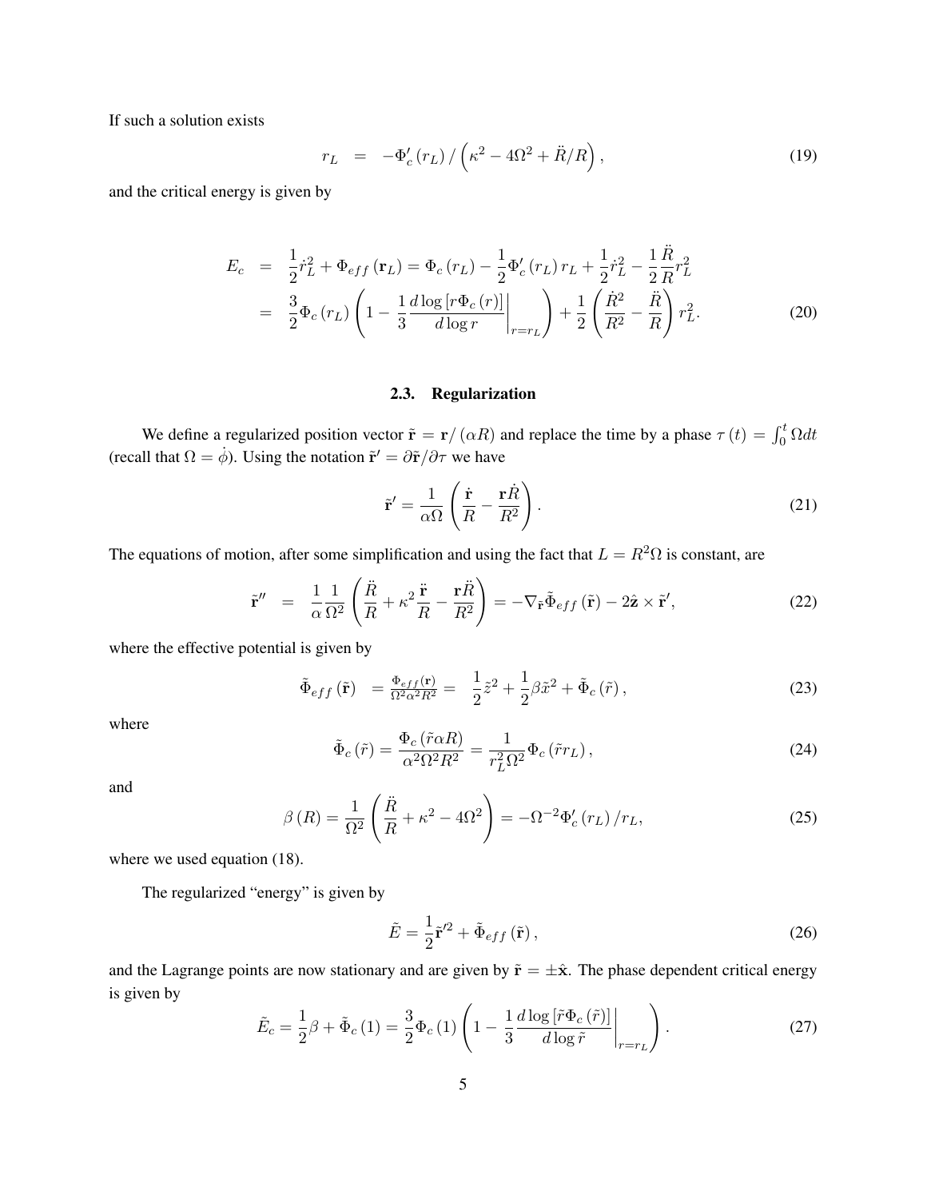If such a solution exists

$$r_L = -\Phi_c'(r_L) \Big/ \left(\kappa^2 - 4\Omega^2 + \ddot{R}/R\right), \tag{19}$$

and the critical energy is given by

$$\begin{aligned} E_c &= \frac{1}{2}\dot{r}_L^2 + \Phi_{eff}(\mathbf{r}_L) = \Phi_c(r_L) - \frac{1}{2}\Phi_c'(r_L)\, r_L + \frac{1}{2}\dot{r}_L^2 - \frac{1}{2}\frac{\ddot{R}}{R} r_L^2 \\ &= \frac{3}{2}\Phi_c(r_L)\left(1 - \frac{1}{3}\frac{d\log\left[r\Phi_c(r)\right]}{d\log r}\bigg|_{r=r_L}\right) + \frac{1}{2}\left(\frac{\dot{R}^2}{R^2} - \frac{\ddot{R}}{R}\right) r_L^2. \end{aligned} \tag{20}$$

### 2.3. Regularization

We define a regularized position vector $\tilde{\mathbf{r}} = \mathbf{r}/(\alpha R)$ and replace the time by a phase $\tau(t) = \int_0^t \Omega dt$ (recall that $\Omega = \dot{\phi}$). Using the notation $\tilde{\mathbf{r}}' = \partial\tilde{\mathbf{r}}/\partial\tau$ we have

$$\tilde{\mathbf{r}}' = \frac{1}{\alpha\Omega}\left(\frac{\dot{\mathbf{r}}}{R} - \frac{\mathbf{r}\dot{R}}{R^2}\right). \tag{21}$$

The equations of motion, after some simplification and using the fact that $L = R^2\Omega$ is constant, are

$$\tilde{\mathbf{r}}'' = \frac{1}{\alpha}\frac{1}{\Omega^2}\left(\frac{\ddot{R}}{R} + \kappa^2\frac{\ddot{\mathbf{r}}}{R} - \frac{\mathbf{r}\ddot{R}}{R^2}\right) = -\nabla_{\tilde{\mathbf{r}}}\tilde{\Phi}_{eff}(\tilde{\mathbf{r}}) - 2\hat{\mathbf{z}}\times\tilde{\mathbf{r}}', \tag{22}$$

where the effective potential is given by

$$\tilde{\Phi}_{eff}(\tilde{\mathbf{r}}) = \frac{\Phi_{eff}(\mathbf{r})}{\Omega^2\alpha^2 R^2} = \frac{1}{2}\tilde{z}^2 + \frac{1}{2}\beta\tilde{x}^2 + \tilde{\Phi}_c(\tilde{r}), \tag{23}$$

where

$$\tilde{\Phi}_c(\tilde{r}) = \frac{\Phi_c(\tilde{r}\alpha R)}{\alpha^2\Omega^2 R^2} = \frac{1}{r_L^2\Omega^2}\Phi_c(\tilde{r} r_L), \tag{24}$$

and

$$\beta(R) = \frac{1}{\Omega^2}\left(\frac{\ddot{R}}{R} + \kappa^2 - 4\Omega^2\right) = -\Omega^{-2}\Phi_c'(r_L)/r_L, \tag{25}$$

where we used equation (18).

The regularized "energy" is given by

$$\tilde{E} = \frac{1}{2}\tilde{\mathbf{r}}'^2 + \tilde{\Phi}_{eff}(\tilde{\mathbf{r}}), \tag{26}$$

and the Lagrange points are now stationary and are given by $\tilde{\mathbf{r}} = \pm\hat{\mathbf{x}}$. The phase dependent critical energy is given by

$$\tilde{E}_c = \frac{1}{2}\beta + \tilde{\Phi}_c(1) = \frac{3}{2}\Phi_c(1)\left(1 - \frac{1}{3}\frac{d\log\left[\tilde{r}\Phi_c(\tilde{r})\right]}{d\log\tilde{r}}\bigg|_{r=r_L}\right). \tag{27}$$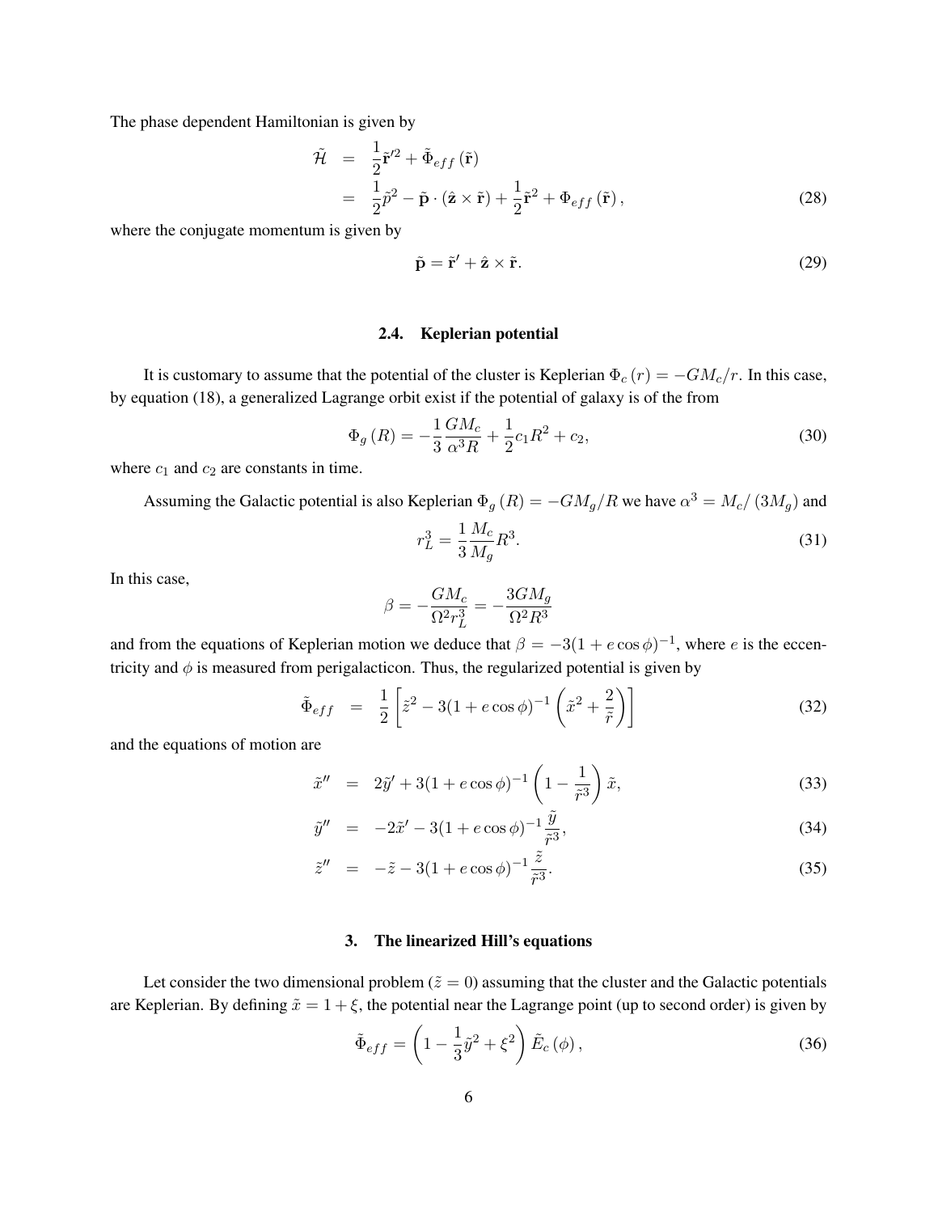The phase dependent Hamiltonian is given by

$$
\begin{aligned}
\tilde{\mathcal{H}} &= \frac{1}{2}\tilde{\mathbf{r}}'^2 + \tilde{\Phi}_{eff}(\tilde{\mathbf{r}}) \\
&= \frac{1}{2}\tilde{p}^2 - \tilde{\mathbf{p}} \cdot (\hat{\mathbf{z}} \times \tilde{\mathbf{r}}) + \frac{1}{2}\tilde{\mathbf{r}}^2 + \Phi_{eff}(\tilde{\mathbf{r}}),
\end{aligned}
\tag{28}
$$

where the conjugate momentum is given by

$$
\tilde{\mathbf{p}} = \tilde{\mathbf{r}}' + \hat{\mathbf{z}} \times \tilde{\mathbf{r}}. \tag{29}
$$

### 2.4. Keplerian potential

It is customary to assume that the potential of the cluster is Keplerian $\Phi_c(r) = -GM_c/r$. In this case, by equation (18), a generalized Lagrange orbit exist if the potential of galaxy is of the from

$$
\Phi_g(R) = -\frac{1}{3}\frac{GM_c}{\alpha^3 R} + \frac{1}{2}c_1 R^2 + c_2, \tag{30}
$$

where $c_1$ and $c_2$ are constants in time.

Assuming the Galactic potential is also Keplerian $\Phi_g(R) = -GM_g/R$ we have $\alpha^3 = M_c/(3M_g)$ and

$$
r_L^3 = \frac{1}{3}\frac{M_c}{M_g}R^3. \tag{31}
$$

In this case,

$$
\beta = -\frac{GM_c}{\Omega^2 r_L^3} = -\frac{3GM_g}{\Omega^2 R^3}
$$

and from the equations of Keplerian motion we deduce that $\beta = -3(1 + e\cos\phi)^{-1}$, where $e$ is the eccentricity and $\phi$ is measured from perigalacticon. Thus, the regularized potential is given by

$$
\tilde{\Phi}_{eff} = \frac{1}{2}\left[\tilde{z}^2 - 3(1 + e\cos\phi)^{-1}\left(\tilde{x}^2 + \frac{2}{\tilde{r}}\right)\right] \tag{32}
$$

and the equations of motion are

$$
\tilde{x}'' = 2\tilde{y}' + 3(1 + e\cos\phi)^{-1}\left(1 - \frac{1}{\tilde{r}^3}\right)\tilde{x}, \tag{33}
$$

$$
\tilde{y}'' = -2\tilde{x}' - 3(1 + e\cos\phi)^{-1}\frac{\tilde{y}}{\tilde{r}^3}, \tag{34}
$$

$$
\tilde{z}'' = -\tilde{z} - 3(1 + e\cos\phi)^{-1}\frac{\tilde{z}}{\tilde{r}^3}. \tag{35}
$$

## 3. The linearized Hill's equations

Let consider the two dimensional problem ($\tilde{z} = 0$) assuming that the cluster and the Galactic potentials are Keplerian. By defining $\tilde{x} = 1 + \xi$, the potential near the Lagrange point (up to second order) is given by

$$
\tilde{\Phi}_{eff} = \left(1 - \frac{1}{3}\tilde{y}^2 + \xi^2\right)\tilde{E}_c(\phi), \tag{36}
$$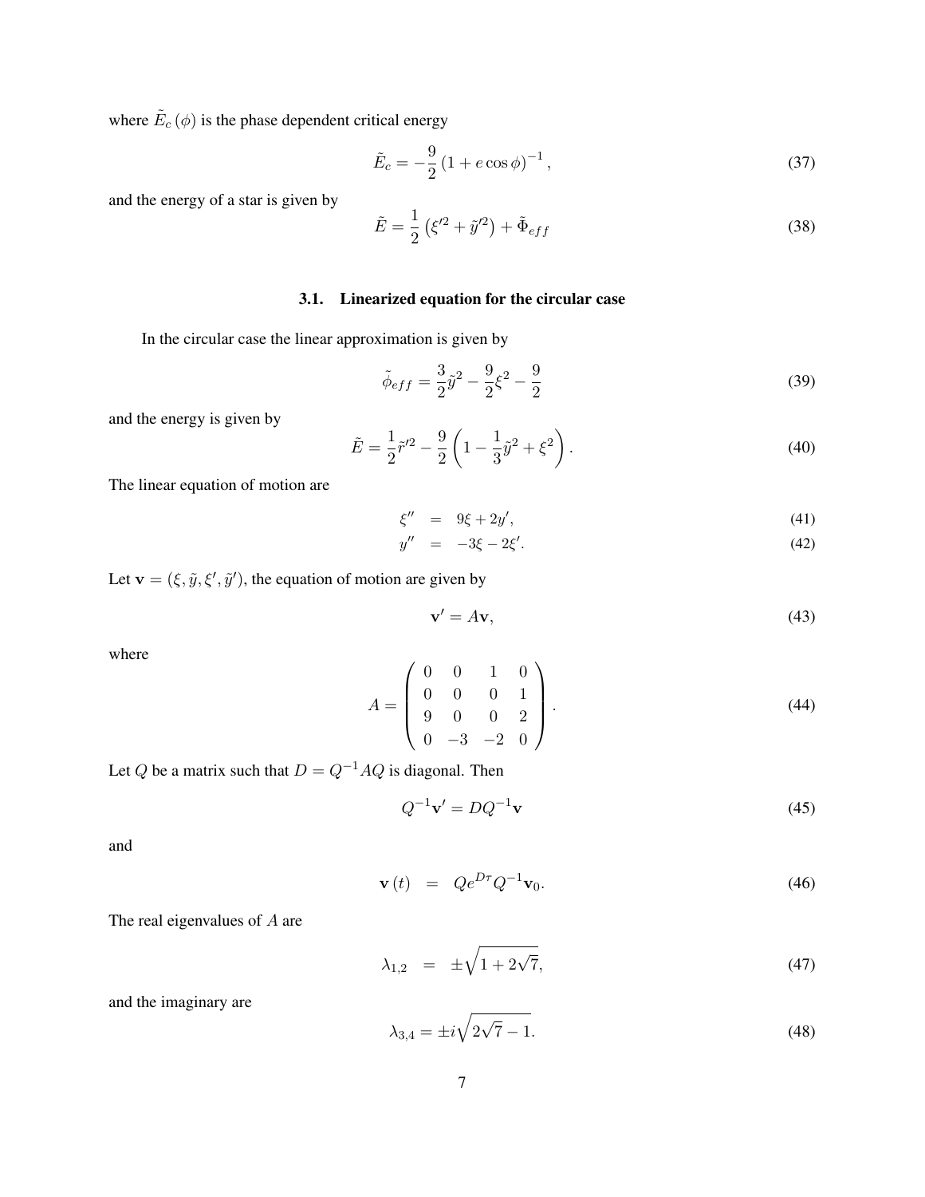where $\tilde{E}_c(\phi)$ is the phase dependent critical energy

$$\tilde{E}_c = -\frac{9}{2}(1 + e\cos\phi)^{-1}, \tag{37}$$

and the energy of a star is given by

$$\tilde{E} = \frac{1}{2}\left(\xi'^2 + \tilde{y}'^2\right) + \tilde{\Phi}_{eff} \tag{38}$$

### 3.1. Linearized equation for the circular case

In the circular case the linear approximation is given by

$$\tilde{\phi}_{eff} = \frac{3}{2}\tilde{y}^2 - \frac{9}{2}\xi^2 - \frac{9}{2} \tag{39}$$

and the energy is given by

$$\tilde{E} = \frac{1}{2}\tilde{r}'^2 - \frac{9}{2}\left(1 - \frac{1}{3}\tilde{y}^2 + \xi^2\right). \tag{40}$$

The linear equation of motion are

$$\xi'' = 9\xi + 2y', \tag{41}$$

$$y'' = -3\xi - 2\xi'. \tag{42}$$

Let $\mathbf{v} = (\xi, \tilde{y}, \xi', \tilde{y}')$, the equation of motion are given by

$$\mathbf{v}' = A\mathbf{v}, \tag{43}$$

where

$$A = \begin{pmatrix} 0 & 0 & 1 & 0 \\ 0 & 0 & 0 & 1 \\ 9 & 0 & 0 & 2 \\ 0 & -3 & -2 & 0 \end{pmatrix}. \tag{44}$$

Let $Q$ be a matrix such that $D = Q^{-1}AQ$ is diagonal. Then

$$Q^{-1}\mathbf{v}' = DQ^{-1}\mathbf{v} \tag{45}$$

and

$$\mathbf{v}(t) = Qe^{D\tau}Q^{-1}\mathbf{v}_0. \tag{46}$$

The real eigenvalues of $A$ are

$$\lambda_{1,2} = \pm\sqrt{1 + 2\sqrt{7}}, \tag{47}$$

and the imaginary are

$$\lambda_{3,4} = \pm i\sqrt{2\sqrt{7} - 1}. \tag{48}$$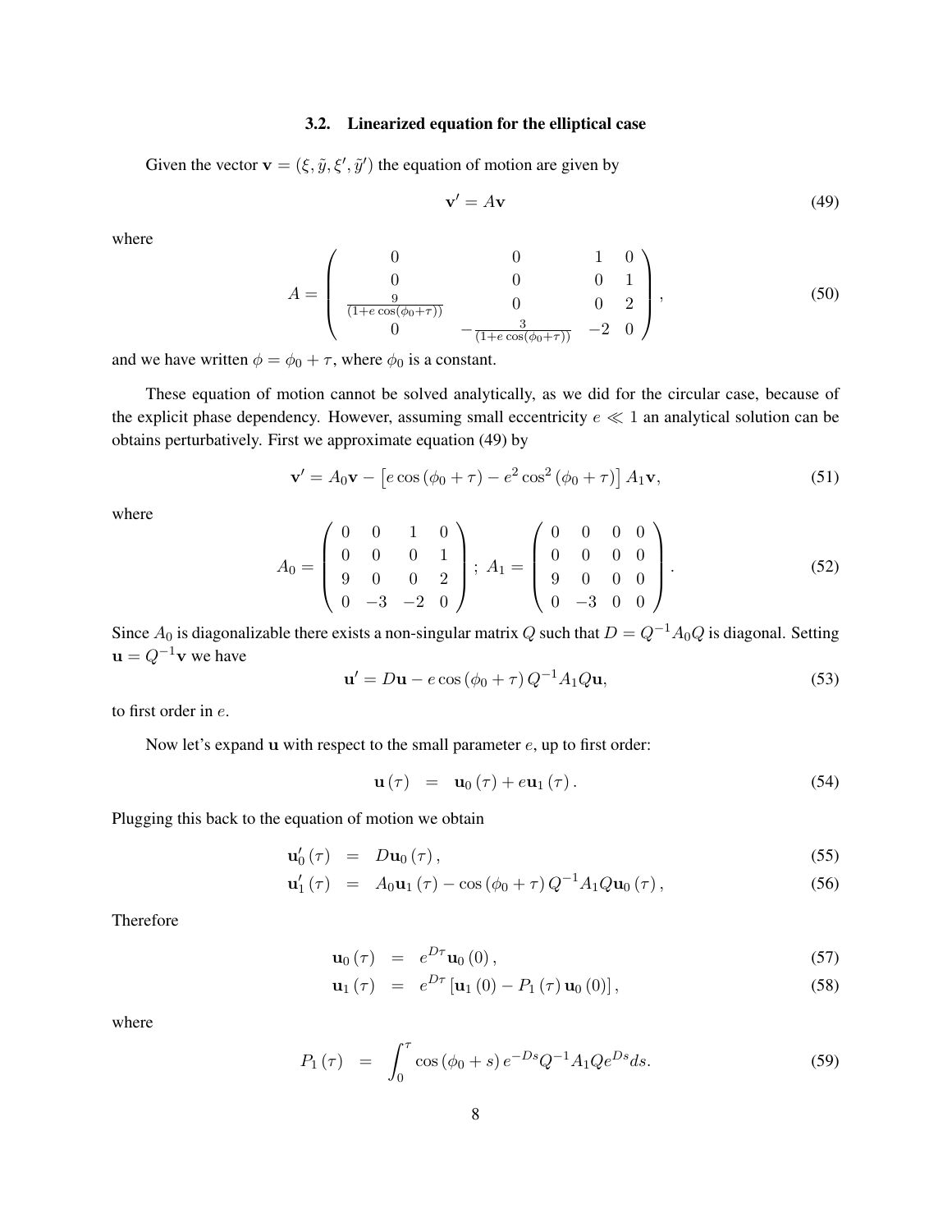### 3.2. Linearized equation for the elliptical case

Given the vector $\mathbf{v} = (\xi, \tilde{y}, \xi', \tilde{y}')$ the equation of motion are given by

$$\mathbf{v}' = A\mathbf{v} \tag{49}$$

where

$$A = \begin{pmatrix} 0 & 0 & 1 & 0 \\ 0 & 0 & 0 & 1 \\ \frac{9}{(1+e\cos(\phi_0+\tau))} & 0 & 0 & 2 \\ 0 & -\frac{3}{(1+e\cos(\phi_0+\tau))} & -2 & 0 \end{pmatrix}, \tag{50}$$

and we have written $\phi = \phi_0 + \tau$, where $\phi_0$ is a constant.

These equation of motion cannot be solved analytically, as we did for the circular case, because of the explicit phase dependency. However, assuming small eccentricity $e \ll 1$ an analytical solution can be obtains perturbatively. First we approximate equation (49) by

$$\mathbf{v}' = A_0\mathbf{v} - \left[e\cos(\phi_0+\tau) - e^2\cos^2(\phi_0+\tau)\right]A_1\mathbf{v}, \tag{51}$$

where

$$A_0 = \begin{pmatrix} 0 & 0 & 1 & 0 \\ 0 & 0 & 0 & 1 \\ 9 & 0 & 0 & 2 \\ 0 & -3 & -2 & 0 \end{pmatrix};\ A_1 = \begin{pmatrix} 0 & 0 & 0 & 0 \\ 0 & 0 & 0 & 0 \\ 9 & 0 & 0 & 0 \\ 0 & -3 & 0 & 0 \end{pmatrix}. \tag{52}$$

Since $A_0$ is diagonalizable there exists a non-singular matrix $Q$ such that $D = Q^{-1}A_0Q$ is diagonal. Setting $\mathbf{u} = Q^{-1}\mathbf{v}$ we have

$$\mathbf{u}' = D\mathbf{u} - e\cos(\phi_0+\tau)\,Q^{-1}A_1Q\mathbf{u}, \tag{53}$$

to first order in $e$.

Now let's expand $\mathbf{u}$ with respect to the small parameter $e$, up to first order:

$$\mathbf{u}(\tau) \;=\; \mathbf{u}_0(\tau) + e\mathbf{u}_1(\tau). \tag{54}$$

Plugging this back to the equation of motion we obtain

$$\mathbf{u}_0'(\tau) \;=\; D\mathbf{u}_0(\tau), \tag{55}$$

$$\mathbf{u}_1'(\tau) \;=\; A_0\mathbf{u}_1(\tau) - \cos(\phi_0+\tau)\,Q^{-1}A_1Q\mathbf{u}_0(\tau), \tag{56}$$

Therefore

$$\mathbf{u}_0(\tau) \;=\; e^{D\tau}\mathbf{u}_0(0), \tag{57}$$

$$\mathbf{u}_1(\tau) \;=\; e^{D\tau}\left[\mathbf{u}_1(0) - P_1(\tau)\,\mathbf{u}_0(0)\right], \tag{58}$$

where

$$P_1(\tau) \;=\; \int_0^\tau \cos(\phi_0+s)\,e^{-Ds}Q^{-1}A_1Qe^{Ds}ds. \tag{59}$$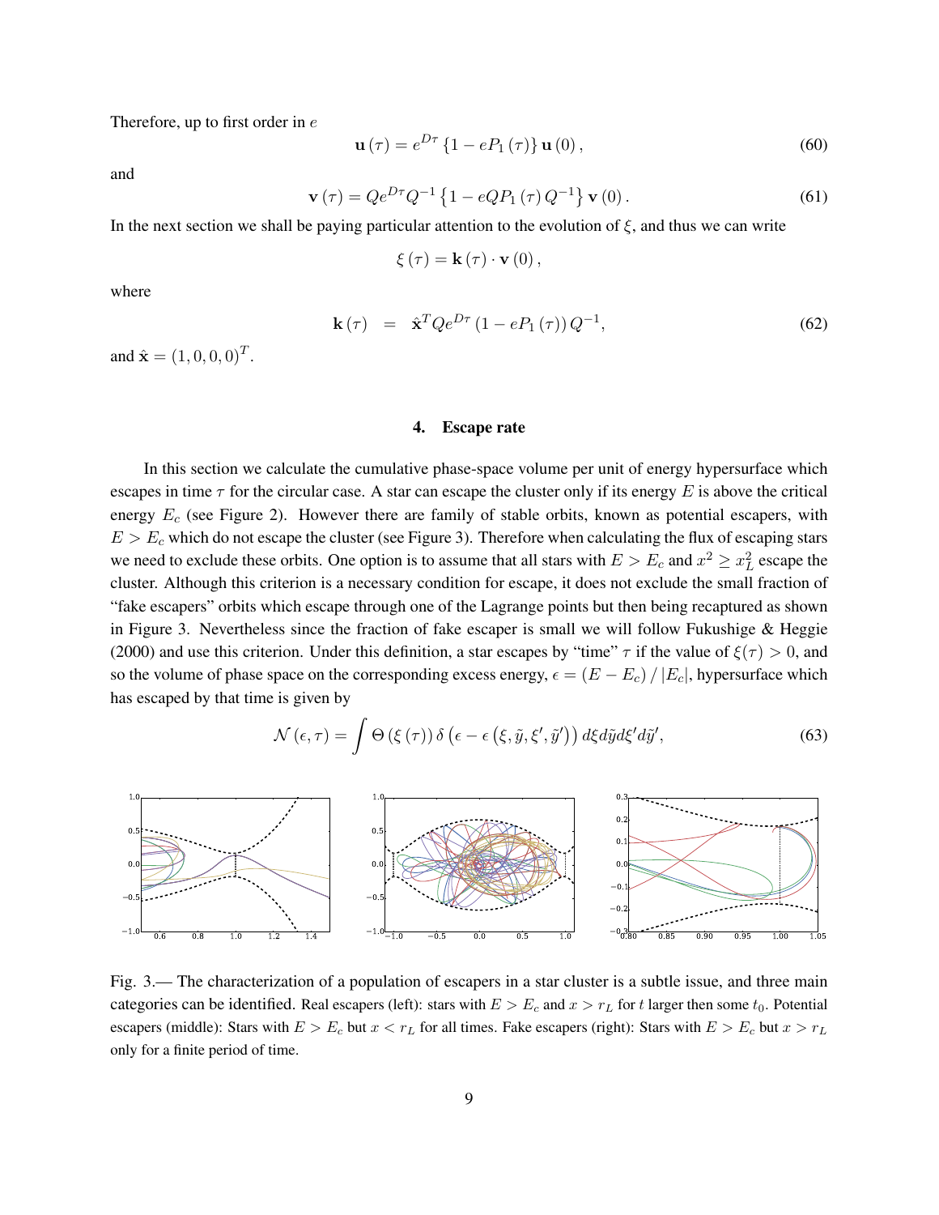Therefore, up to first order in $e$

$$\mathbf{u}(\tau) = e^{D\tau} \{1 - eP_1(\tau)\} \mathbf{u}(0), \tag{60}$$

and

$$\mathbf{v}(\tau) = Qe^{D\tau}Q^{-1} \{1 - eQP_1(\tau) Q^{-1}\} \mathbf{v}(0). \tag{61}$$

In the next section we shall be paying particular attention to the evolution of $\xi$, and thus we can write

$$\xi(\tau) = \mathbf{k}(\tau) \cdot \mathbf{v}(0),$$

where

$$\mathbf{k}(\tau) \quad = \quad \hat{\mathbf{x}}^T Q e^{D\tau} (1 - eP_1(\tau)) Q^{-1}, \tag{62}$$

and $\hat{\mathbf{x}} = (1, 0, 0, 0)^T$.

## 4. Escape rate

In this section we calculate the cumulative phase-space volume per unit of energy hypersurface which escapes in time $\tau$ for the circular case. A star can escape the cluster only if its energy $E$ is above the critical energy $E_c$ (see Figure 2). However there are family of stable orbits, known as potential escapers, with $E > E_c$ which do not escape the cluster (see Figure 3). Therefore when calculating the flux of escaping stars we need to exclude these orbits. One option is to assume that all stars with $E > E_c$ and $x^2 \geq x_L^2$ escape the cluster. Although this criterion is a necessary condition for escape, it does not exclude the small fraction of "fake escapers" orbits which escape through one of the Lagrange points but then being recaptured as shown in Figure 3. Nevertheless since the fraction of fake escaper is small we will follow Fukushige & Heggie (2000) and use this criterion. Under this definition, a star escapes by "time" $\tau$ if the value of $\xi(\tau) > 0$, and so the volume of phase space on the corresponding excess energy, $\epsilon = (E - E_c) / |E_c|$, hypersurface which has escaped by that time is given by

$$\mathcal{N}(\epsilon, \tau) = \int \Theta(\xi(\tau)) \, \delta\left(\epsilon - \epsilon\left(\xi, \tilde{y}, \xi', \tilde{y}'\right)\right) d\xi d\tilde{y} d\xi' d\tilde{y}', \tag{63}$$

Fig. 3.— The characterization of a population of escapers in a star cluster is a subtle issue, and three main categories can be identified. Real escapers (left): stars with $E > E_c$ and $x > r_L$ for $t$ larger then some $t_0$. Potential escapers (middle): Stars with $E > E_c$ but $x < r_L$ for all times. Fake escapers (right): Stars with $E > E_c$ but $x > r_L$ only for a finite period of time.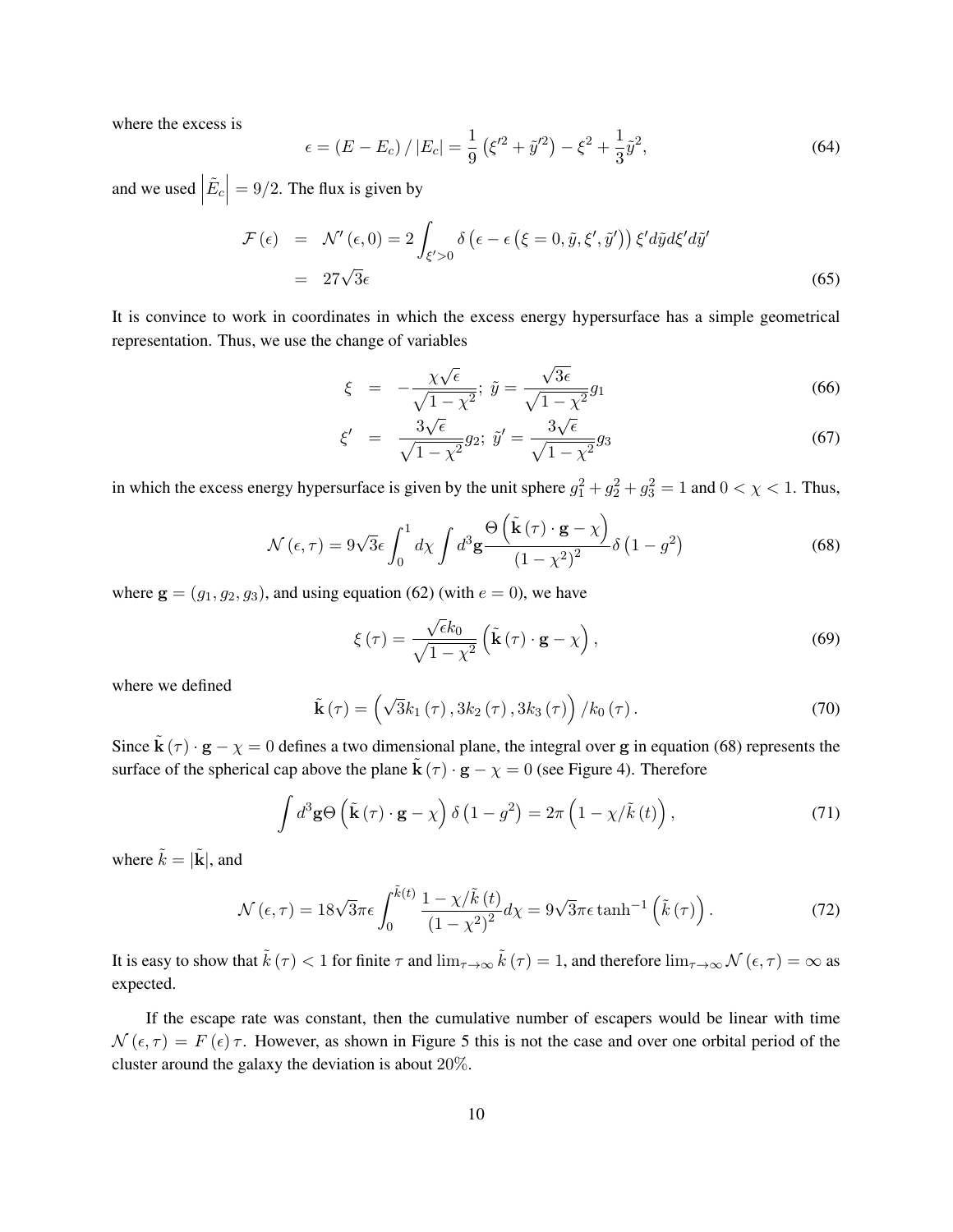where the excess is

$$\epsilon = (E - E_c) / |E_c| = \frac{1}{9}\left(\xi'^2 + \tilde{y}'^2\right) - \xi^2 + \frac{1}{3}\tilde{y}^2, \tag{64}$$

and we used $\left|\tilde{E}_c\right| = 9/2$. The flux is given by

$$\begin{aligned}
\mathcal{F}(\epsilon) &= \mathcal{N}'(\epsilon, 0) = 2\int_{\xi'>0} \delta\left(\epsilon - \epsilon\left(\xi = 0, \tilde{y}, \xi', \tilde{y}'\right)\right)\xi' d\tilde{y} d\xi' d\tilde{y}' \\
&= 27\sqrt{3}\epsilon
\end{aligned} \tag{65}$$

It is convince to work in coordinates in which the excess energy hypersurface has a simple geometrical representation. Thus, we use the change of variables

$$\xi = -\frac{\chi\sqrt{\epsilon}}{\sqrt{1-\chi^2}}; \; \tilde{y} = \frac{\sqrt{3\epsilon}}{\sqrt{1-\chi^2}} g_1 \tag{66}$$

$$\xi' = \frac{3\sqrt{\epsilon}}{\sqrt{1-\chi^2}} g_2; \; \tilde{y}' = \frac{3\sqrt{\epsilon}}{\sqrt{1-\chi^2}} g_3 \tag{67}$$

in which the excess energy hypersurface is given by the unit sphere $g_1^2 + g_2^2 + g_3^2 = 1$ and $0 < \chi < 1$. Thus,

$$\mathcal{N}(\epsilon, \tau) = 9\sqrt{3}\epsilon \int_0^1 d\chi \int d^3\mathbf{g} \frac{\Theta\left(\tilde{\mathbf{k}}(\tau)\cdot\mathbf{g} - \chi\right)}{\left(1-\chi^2\right)^2}\delta\left(1 - g^2\right) \tag{68}$$

where $\mathbf{g} = (g_1, g_2, g_3)$, and using equation (62) (with $e = 0$), we have

$$\xi(\tau) = \frac{\sqrt{\epsilon}k_0}{\sqrt{1-\chi^2}}\left(\tilde{\mathbf{k}}(\tau)\cdot\mathbf{g} - \chi\right), \tag{69}$$

where we defined

$$\tilde{\mathbf{k}}(\tau) = \left(\sqrt{3}k_1(\tau), 3k_2(\tau), 3k_3(\tau)\right)/k_0(\tau). \tag{70}$$

Since $\tilde{\mathbf{k}}(\tau)\cdot\mathbf{g} - \chi = 0$ defines a two dimensional plane, the integral over $\mathbf{g}$ in equation (68) represents the surface of the spherical cap above the plane $\tilde{\mathbf{k}}(\tau)\cdot\mathbf{g} - \chi = 0$ (see Figure 4). Therefore

$$\int d^3\mathbf{g}\Theta\left(\tilde{\mathbf{k}}(\tau)\cdot\mathbf{g} - \chi\right)\delta\left(1 - g^2\right) = 2\pi\left(1 - \chi/\tilde{k}(t)\right), \tag{71}$$

where $\tilde{k} = |\tilde{\mathbf{k}}|$, and

$$\mathcal{N}(\epsilon, \tau) = 18\sqrt{3}\pi\epsilon \int_0^{\tilde{k}(t)} \frac{1 - \chi/\tilde{k}(t)}{\left(1-\chi^2\right)^2} d\chi = 9\sqrt{3}\pi\epsilon \tanh^{-1}\left(\tilde{k}(\tau)\right). \tag{72}$$

It is easy to show that $\tilde{k}(\tau) < 1$ for finite $\tau$ and $\lim_{\tau\to\infty}\tilde{k}(\tau) = 1$, and therefore $\lim_{\tau\to\infty}\mathcal{N}(\epsilon, \tau) = \infty$ as expected.

If the escape rate was constant, then the cumulative number of escapers would be linear with time $\mathcal{N}(\epsilon, \tau) = F(\epsilon)\tau$. However, as shown in Figure 5 this is not the case and over one orbital period of the cluster around the galaxy the deviation is about 20%.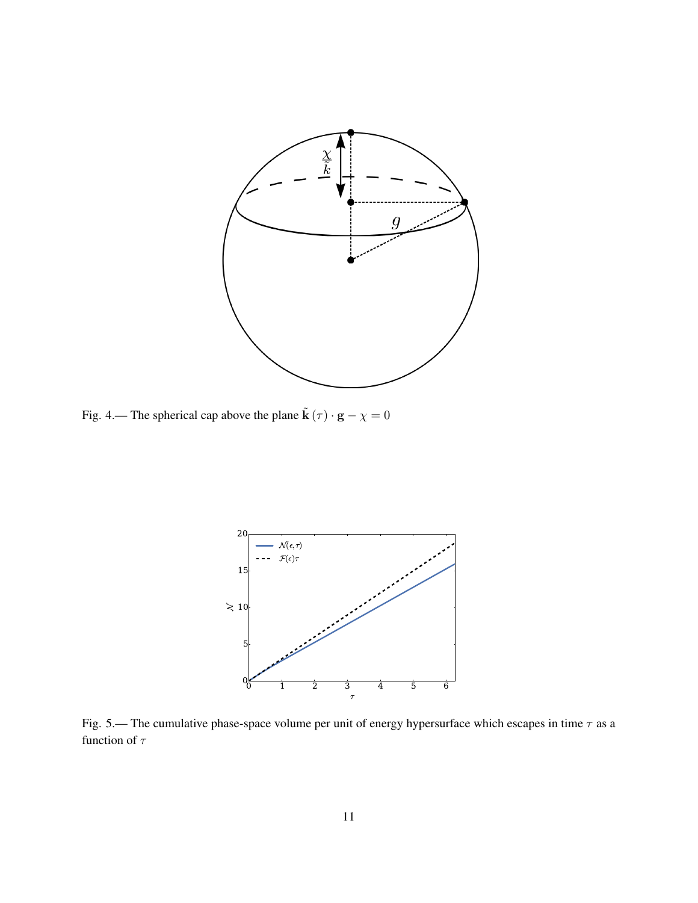Fig. 4.— The spherical cap above the plane $\tilde{\mathbf{k}}(\tau) \cdot \mathbf{g} - \chi = 0$

Fig. 5.— The cumulative phase-space volume per unit of energy hypersurface which escapes in time $\tau$ as a function of $\tau$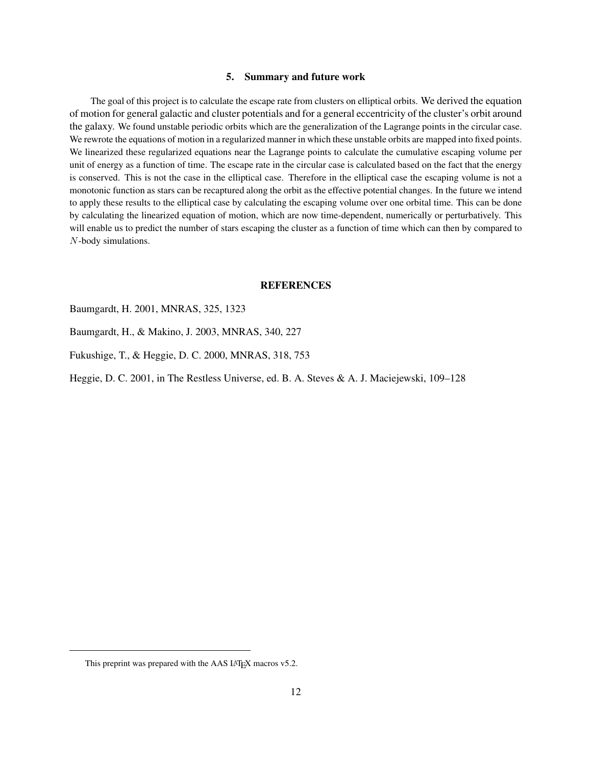## 5. Summary and future work

The goal of this project is to calculate the escape rate from clusters on elliptical orbits. We derived the equation of motion for general galactic and cluster potentials and for a general eccentricity of the cluster's orbit around the galaxy. We found unstable periodic orbits which are the generalization of the Lagrange points in the circular case. We rewrote the equations of motion in a regularized manner in which these unstable orbits are mapped into fixed points. We linearized these regularized equations near the Lagrange points to calculate the cumulative escaping volume per unit of energy as a function of time. The escape rate in the circular case is calculated based on the fact that the energy is conserved. This is not the case in the elliptical case. Therefore in the elliptical case the escaping volume is not a monotonic function as stars can be recaptured along the orbit as the effective potential changes. In the future we intend to apply these results to the elliptical case by calculating the escaping volume over one orbital time. This can be done by calculating the linearized equation of motion, which are now time-dependent, numerically or perturbatively. This will enable us to predict the number of stars escaping the cluster as a function of time which can then by compared to $N$-body simulations.

## REFERENCES

Baumgardt, H. 2001, MNRAS, 325, 1323

Baumgardt, H., & Makino, J. 2003, MNRAS, 340, 227

Fukushige, T., & Heggie, D. C. 2000, MNRAS, 318, 753

Heggie, D. C. 2001, in The Restless Universe, ed. B. A. Steves & A. J. Maciejewski, 109–128

This preprint was prepared with the AAS LaTeX macros v5.2.